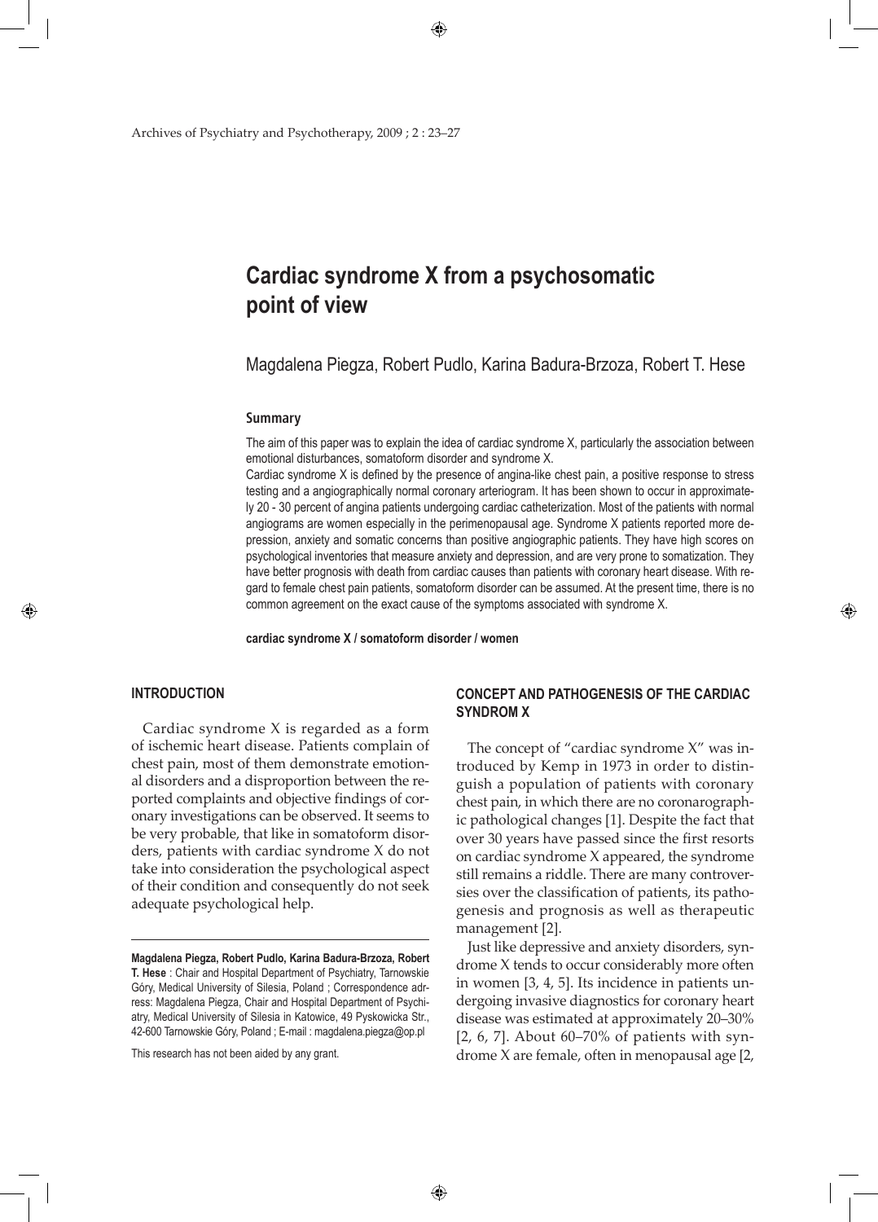# Cardiac syndrome X from a psychosomatic point of view

Magdalena Piegza, Robert Pudlo, Karina Badura-Brzoza, Robert T. Hese

### Summary

The aim of this paper was to explain the idea of cardiac syndrome X, particularly the association between emotional disturbances, somatoform disorder and syndrome X.

Cardiac syndrome X is defined by the presence of angina-like chest pain, a positive response to stress testing and a angiographically normal coronary arteriogram. It has been shown to occur in approximately 20 - 30 percent of angina patients undergoing cardiac catheterization. Most of the patients with normal angiograms are women especially in the perimenopausal age. Syndrome X patients reported more depression, anxiety and somatic concerns than positive angiographic patients. They have high scores on psychological inventories that measure anxiety and depression, and are very prone to somatization. They have better prognosis with death from cardiac causes than patients with coronary heart disease. With regard to female chest pain patients, somatoform disorder can be assumed. At the present time, there is no common agreement on the exact cause of the symptoms associated with syndrome X.

**cardiac syndrome X / somatoform disorder / women**

## INTRODUCTION

Cardiac syndrome X is regarded as a form of ischemic heart disease. Patients complain of chest pain, most of them demonstrate emotional disorders and a disproportion between the reported complaints and objective findings of coronary investigations can be observed. It seems to be very probable, that like in somatoform disorders, patients with cardiac syndrome X do not take into consideration the psychological aspect of their condition and consequently do not seek adequate psychological help.

**Magdalena Piegza, Robert Pudlo, Karina Badura-Brzoza, Robert T. Hese** : Chair and Hospital Department of Psychiatry, Tarnowskie Góry, Medical University of Silesia, Poland ; Correspondence adrress: Magdalena Piegza, Chair and Hospital Department of Psychiatry, Medical University of Silesia in Katowice, 49 Pyskowicka Str., 42-600 Tarnowskie Góry, Poland ; E-mail : magdalena.piegza@op.pl

This research has not been aided by any grant.

## CONCEPT AND PATHOGENESIS OF THE CARDIAC SYNDROM X

The concept of "cardiac syndrome X" was introduced by Kemp in 1973 in order to distinguish a population of patients with coronary chest pain, in which there are no coronarographic pathological changes [1]. Despite the fact that over 30 years have passed since the first resorts on cardiac syndrome X appeared, the syndrome still remains a riddle. There are many controversies over the classification of patients, its pathogenesis and prognosis as well as therapeutic management [2].

Just like depressive and anxiety disorders, syndrome X tends to occur considerably more often in women [3, 4, 5]. Its incidence in patients undergoing invasive diagnostics for coronary heart disease was estimated at approximately 20–30% [2, 6, 7]. About 60–70% of patients with syndrome X are female, often in menopausal age [2,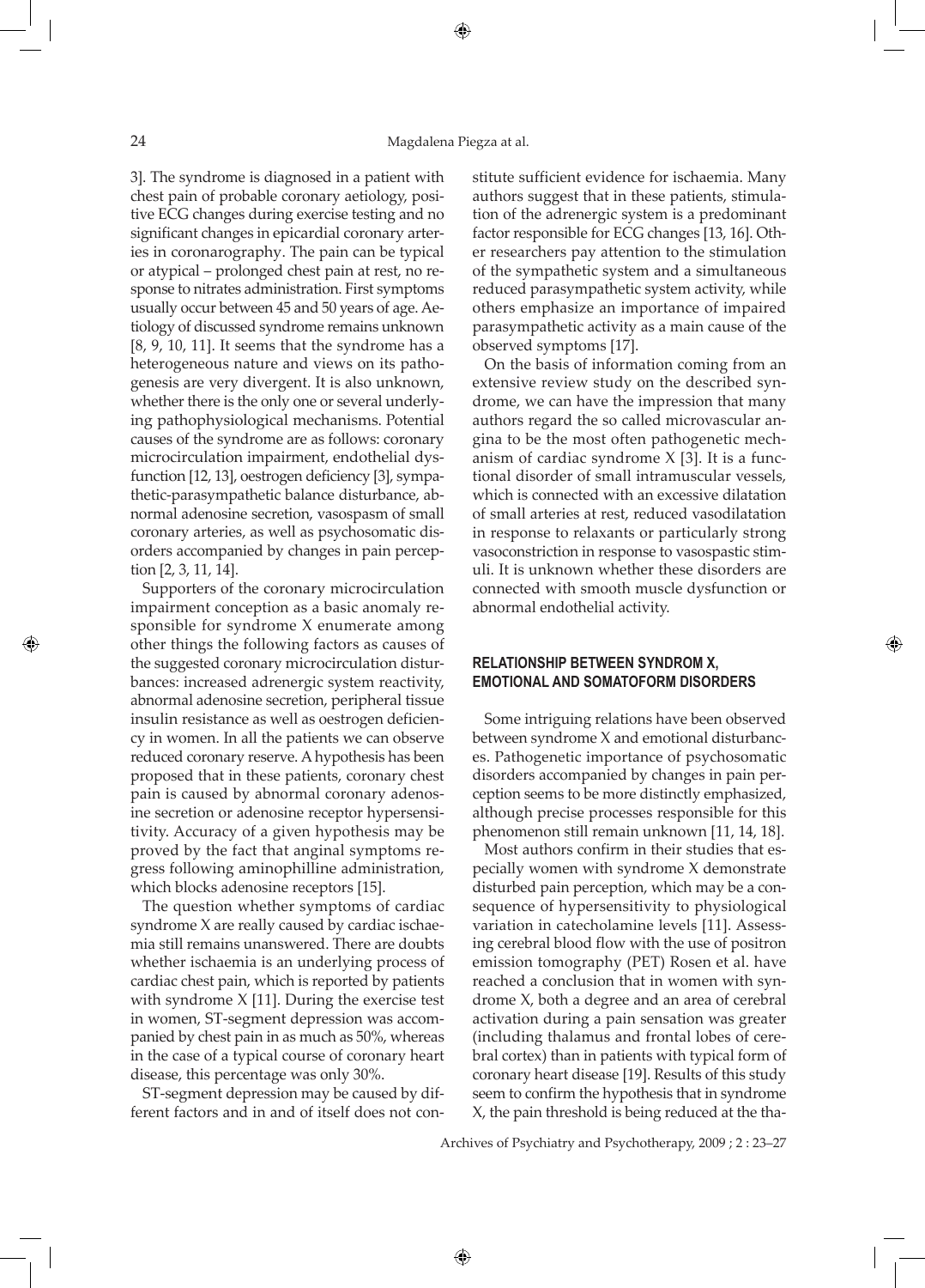3]. The syndrome is diagnosed in a patient with chest pain of probable coronary aetiology, positive ECG changes during exercise testing and no significant changes in epicardial coronary arteries in coronarography. The pain can be typical or atypical – prolonged chest pain at rest, no response to nitrates administration. First symptoms usually occur between 45 and 50 years of age. Aetiology of discussed syndrome remains unknown [8, 9, 10, 11]. It seems that the syndrome has a heterogeneous nature and views on its pathogenesis are very divergent. It is also unknown, whether there is the only one or several underlying pathophysiological mechanisms. Potential causes of the syndrome are as follows: coronary microcirculation impairment, endothelial dysfunction [12, 13], oestrogen deficiency [3], sympathetic-parasympathetic balance disturbance, abnormal adenosine secretion, vasospasm of small coronary arteries, as well as psychosomatic disorders accompanied by changes in pain perception [2, 3, 11, 14].

Supporters of the coronary microcirculation impairment conception as a basic anomaly responsible for syndrome X enumerate among other things the following factors as causes of the suggested coronary microcirculation disturbances: increased adrenergic system reactivity, abnormal adenosine secretion, peripheral tissue insulin resistance as well as oestrogen deficiency in women. In all the patients we can observe reduced coronary reserve. A hypothesis has been proposed that in these patients, coronary chest pain is caused by abnormal coronary adenosine secretion or adenosine receptor hypersensitivity. Accuracy of a given hypothesis may be proved by the fact that anginal symptoms regress following aminophilline administration, which blocks adenosine receptors [15].

The question whether symptoms of cardiac syndrome X are really caused by cardiac ischaemia still remains unanswered. There are doubts whether ischaemia is an underlying process of cardiac chest pain, which is reported by patients with syndrome X [11]. During the exercise test in women, ST-segment depression was accompanied by chest pain in as much as 50%, whereas in the case of a typical course of coronary heart disease, this percentage was only 30%.

ST-segment depression may be caused by different factors and in and of itself does not constitute sufficient evidence for ischaemia. Many authors suggest that in these patients, stimulation of the adrenergic system is a predominant factor responsible for ECG changes [13, 16]. Other researchers pay attention to the stimulation of the sympathetic system and a simultaneous reduced parasympathetic system activity, while others emphasize an importance of impaired parasympathetic activity as a main cause of the observed symptoms [17].

On the basis of information coming from an extensive review study on the described syndrome, we can have the impression that many authors regard the so called microvascular angina to be the most often pathogenetic mechanism of cardiac syndrome X [3]. It is a functional disorder of small intramuscular vessels, which is connected with an excessive dilatation of small arteries at rest, reduced vasodilatation in response to relaxants or particularly strong vasoconstriction in response to vasospastic stimuli. It is unknown whether these disorders are connected with smooth muscle dysfunction or abnormal endothelial activity.

## RELATIONSHIP BETWEEN SYNDROM X, EMOTIONAL AND SOMATOFORM DISORDERS

Some intriguing relations have been observed between syndrome X and emotional disturbances. Pathogenetic importance of psychosomatic disorders accompanied by changes in pain perception seems to be more distinctly emphasized, although precise processes responsible for this phenomenon still remain unknown [11, 14, 18].

Most authors confirm in their studies that especially women with syndrome X demonstrate disturbed pain perception, which may be a consequence of hypersensitivity to physiological variation in catecholamine levels [11]. Assessing cerebral blood flow with the use of positron emission tomography (PET) Rosen et al. have reached a conclusion that in women with syndrome X, both a degree and an area of cerebral activation during a pain sensation was greater (including thalamus and frontal lobes of cerebral cortex) than in patients with typical form of coronary heart disease [19]. Results of this study seem to confirm the hypothesis that in syndrome X, the pain threshold is being reduced at the tha-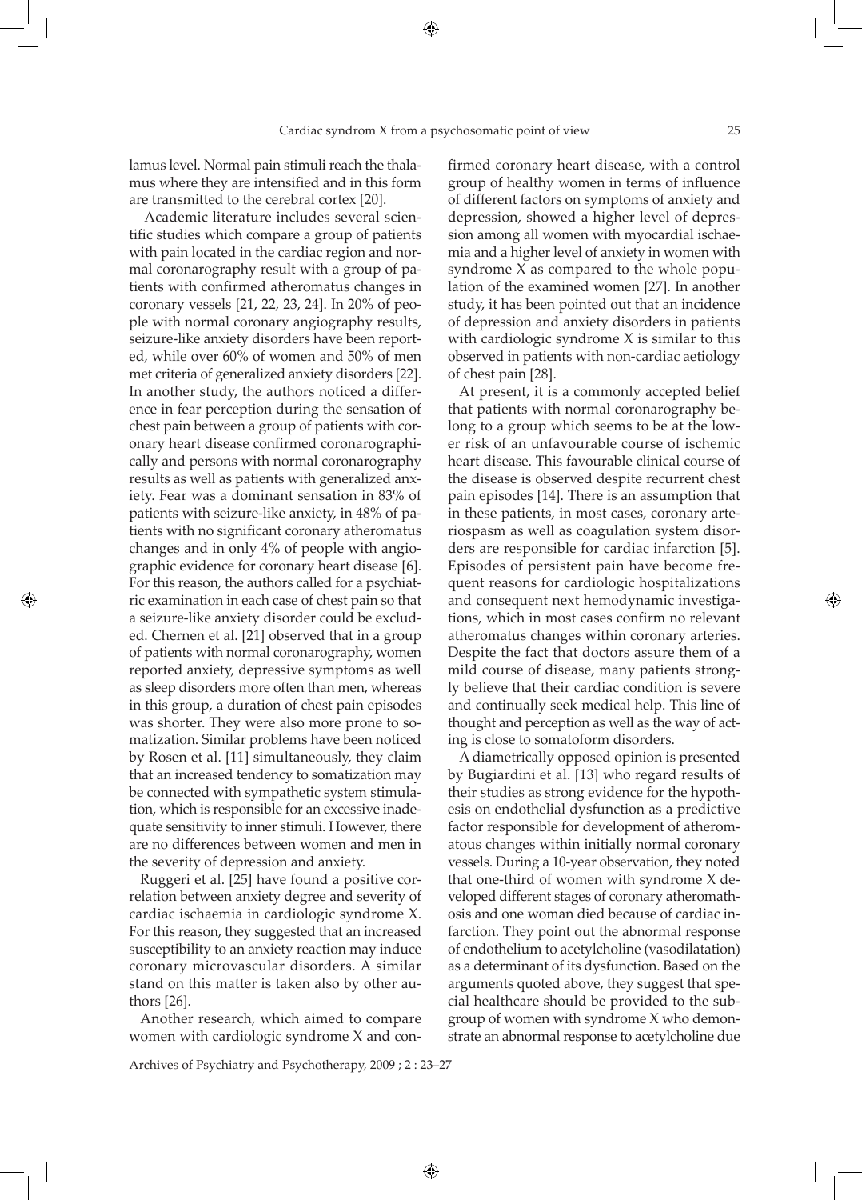lamus level. Normal pain stimuli reach the thalamus where they are intensified and in this form are transmitted to the cerebral cortex [20].

Academic literature includes several scientific studies which compare a group of patients with pain located in the cardiac region and normal coronarography result with a group of patients with confirmed atheromatus changes in coronary vessels [21, 22, 23, 24]. In 20% of people with normal coronary angiography results, seizure-like anxiety disorders have been reported, while over 60% of women and 50% of men met criteria of generalized anxiety disorders [22]. In another study, the authors noticed a difference in fear perception during the sensation of chest pain between a group of patients with coronary heart disease confirmed coronarographically and persons with normal coronarography results as well as patients with generalized anxiety. Fear was a dominant sensation in 83% of patients with seizure-like anxiety, in 48% of patients with no significant coronary atheromatus changes and in only 4% of people with angiographic evidence for coronary heart disease [6]. For this reason, the authors called for a psychiatric examination in each case of chest pain so that a seizure-like anxiety disorder could be excluded. Chernen et al. [21] observed that in a group of patients with normal coronarography, women reported anxiety, depressive symptoms as well as sleep disorders more often than men, whereas in this group, a duration of chest pain episodes was shorter. They were also more prone to somatization. Similar problems have been noticed by Rosen et al. [11] simultaneously, they claim that an increased tendency to somatization may be connected with sympathetic system stimulation, which is responsible for an excessive inadequate sensitivity to inner stimuli. However, there are no differences between women and men in the severity of depression and anxiety.

Ruggeri et al. [25] have found a positive correlation between anxiety degree and severity of cardiac ischaemia in cardiologic syndrome X. For this reason, they suggested that an increased susceptibility to an anxiety reaction may induce coronary microvascular disorders. A similar stand on this matter is taken also by other authors [26].

Another research, which aimed to compare women with cardiologic syndrome X and confirmed coronary heart disease, with a control group of healthy women in terms of influence of different factors on symptoms of anxiety and depression, showed a higher level of depression among all women with myocardial ischaemia and a higher level of anxiety in women with syndrome X as compared to the whole population of the examined women [27]. In another study, it has been pointed out that an incidence of depression and anxiety disorders in patients with cardiologic syndrome X is similar to this observed in patients with non-cardiac aetiology of chest pain [28].

At present, it is a commonly accepted belief that patients with normal coronarography belong to a group which seems to be at the lower risk of an unfavourable course of ischemic heart disease. This favourable clinical course of the disease is observed despite recurrent chest pain episodes [14]. There is an assumption that in these patients, in most cases, coronary arteriospasm as well as coagulation system disorders are responsible for cardiac infarction [5]. Episodes of persistent pain have become frequent reasons for cardiologic hospitalizations and consequent next hemodynamic investigations, which in most cases confirm no relevant atheromatus changes within coronary arteries. Despite the fact that doctors assure them of a mild course of disease, many patients strongly believe that their cardiac condition is severe and continually seek medical help. This line of thought and perception as well as the way of acting is close to somatoform disorders.

A diametrically opposed opinion is presented by Bugiardini et al. [13] who regard results of their studies as strong evidence for the hypothesis on endothelial dysfunction as a predictive factor responsible for development of atheromatous changes within initially normal coronary vessels. During a 10-year observation, they noted that one-third of women with syndrome X developed different stages of coronary atheromathosis and one woman died because of cardiac infarction. They point out the abnormal response of endothelium to acetylcholine (vasodilatation) as a determinant of its dysfunction. Based on the arguments quoted above, they suggest that special healthcare should be provided to the subgroup of women with syndrome X who demonstrate an abnormal response to acetylcholine due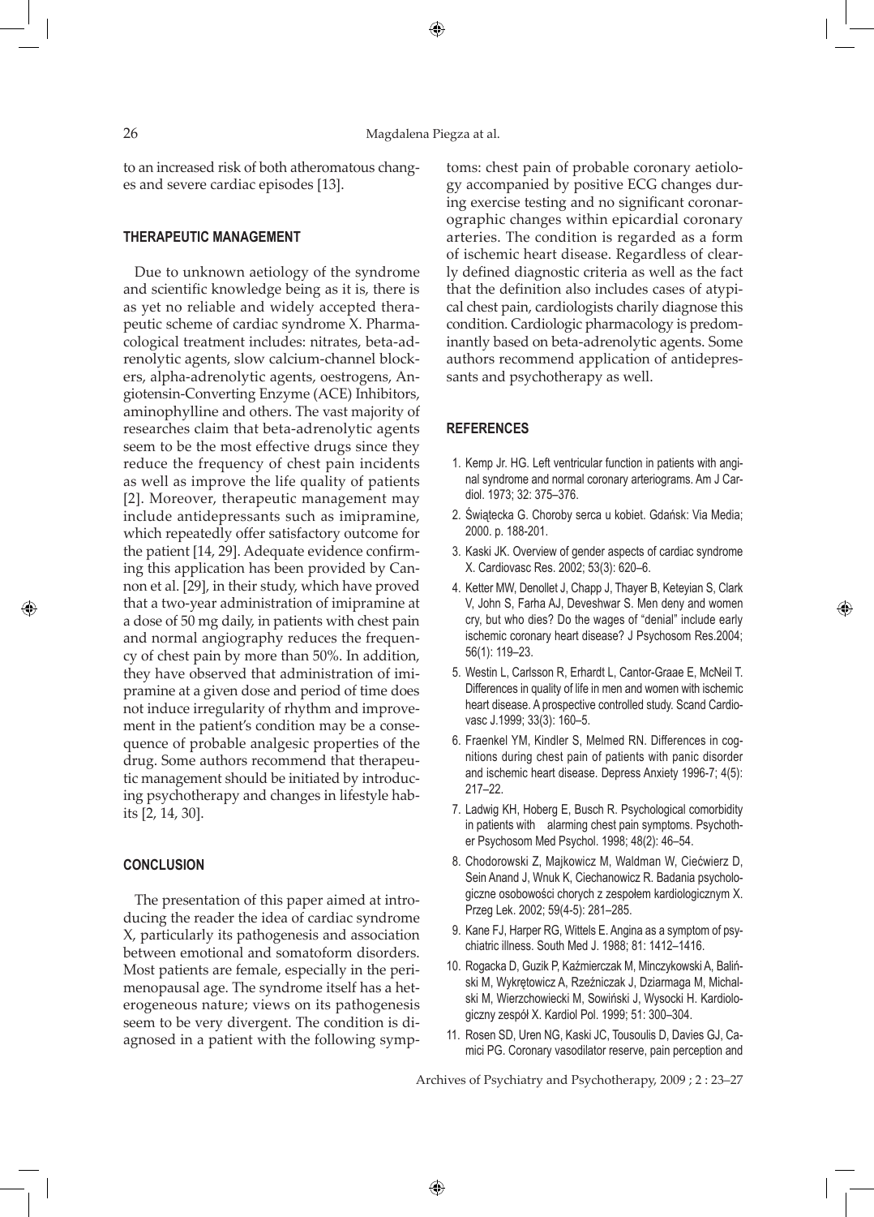to an increased risk of both atheromatous changes and severe cardiac episodes [13].

## THERAPEUTIC MANAGEMENT

Due to unknown aetiology of the syndrome and scientific knowledge being as it is, there is as yet no reliable and widely accepted therapeutic scheme of cardiac syndrome X. Pharmacological treatment includes: nitrates, beta-adrenolytic agents, slow calcium-channel blockers, alpha-adrenolytic agents, oestrogens, Angiotensin-Converting Enzyme (ACE) Inhibitors, aminophylline and others. The vast majority of researches claim that beta-adrenolytic agents seem to be the most effective drugs since they reduce the frequency of chest pain incidents as well as improve the life quality of patients [2]. Moreover, therapeutic management may include antidepressants such as imipramine, which repeatedly offer satisfactory outcome for the patient [14, 29]. Adequate evidence confirming this application has been provided by Cannon et al. [29], in their study, which have proved that a two-year administration of imipramine at a dose of 50 mg daily, in patients with chest pain and normal angiography reduces the frequency of chest pain by more than 50%. In addition, they have observed that administration of imipramine at a given dose and period of time does not induce irregularity of rhythm and improvement in the patient's condition may be a consequence of probable analgesic properties of the drug. Some authors recommend that therapeutic management should be initiated by introducing psychotherapy and changes in lifestyle habits [2, 14, 30].

## CONCLUSION

The presentation of this paper aimed at introducing the reader the idea of cardiac syndrome X, particularly its pathogenesis and association between emotional and somatoform disorders. Most patients are female, especially in the perimenopausal age. The syndrome itself has a heterogeneous nature; views on its pathogenesis seem to be very divergent. The condition is diagnosed in a patient with the following symptoms: chest pain of probable coronary aetiology accompanied by positive ECG changes during exercise testing and no significant coronarographic changes within epicardial coronary arteries. The condition is regarded as a form of ischemic heart disease. Regardless of clearly defined diagnostic criteria as well as the fact that the definition also includes cases of atypical chest pain, cardiologists charily diagnose this condition. Cardiologic pharmacology is predominantly based on beta-adrenolytic agents. Some authors recommend application of antidepressants and psychotherapy as well.

## REFERENCES

1. Kemp Jr. HG. Left ventricular function in patients with anginal syndrome and normal coronary arteriograms. Am J Cardiol. 1973; 32: 375–376.
2. Świątecka G. Choroby serca u kobiet. Gdańsk: Via Media; 2000. p. 188-201.
3. Kaski JK. Overview of gender aspects of cardiac syndrome X. Cardiovasc Res. 2002; 53(3): 620–6.
4. Ketter MW, Denollet J, Chapp J, Thayer B, Keteyian S, Clark V, John S, Farha AJ, Deveshwar S. Men deny and women cry, but who dies? Do the wages of "denial" include early ischemic coronary heart disease? J Psychosom Res.2004; 56(1): 119–23.
5. Westin L, Carlsson R, Erhardt L, Cantor-Graae E, McNeil T. Differences in quality of life in men and women with ischemic heart disease. A prospective controlled study. Scand Cardiovasc J.1999; 33(3): 160–5.
6. Fraenkel YM, Kindler S, Melmed RN. Differences in cognitions during chest pain of patients with panic disorder and ischemic heart disease. Depress Anxiety 1996-7; 4(5): 217–22.
7. Ladwig KH, Hoberg E, Busch R. Psychological comorbidity in patients with alarming chest pain symptoms. Psychother Psychosom Med Psychol. 1998; 48(2): 46–54.
8. Chodorowski Z, Majkowicz M, Waldman W, Ciećwierz D, Sein Anand J, Wnuk K, Ciechanowicz R. Badania psychologiczne osobowości chorych z zespołem kardiologicznym X. Przeg Lek. 2002; 59(4-5): 281–285.
9. Kane FJ, Harper RG, Wittels E. Angina as a symptom of psychiatric illness. South Med J. 1988; 81: 1412–1416.
10. Rogacka D, Guzik P, Kaźmierczak M, Minczykowski A, Baliński M, Wykrętowicz A, Rzeźniczak J, Dziarmaga M, Michalski M, Wierzchowiecki M, Sowiński J, Wysocki H. Kardiologiczny zespół X. Kardiol Pol. 1999; 51: 300–304.
11. Rosen SD, Uren NG, Kaski JC, Tousoulis D, Davies GJ, Camici PG. Coronary vasodilator reserve, pain perception and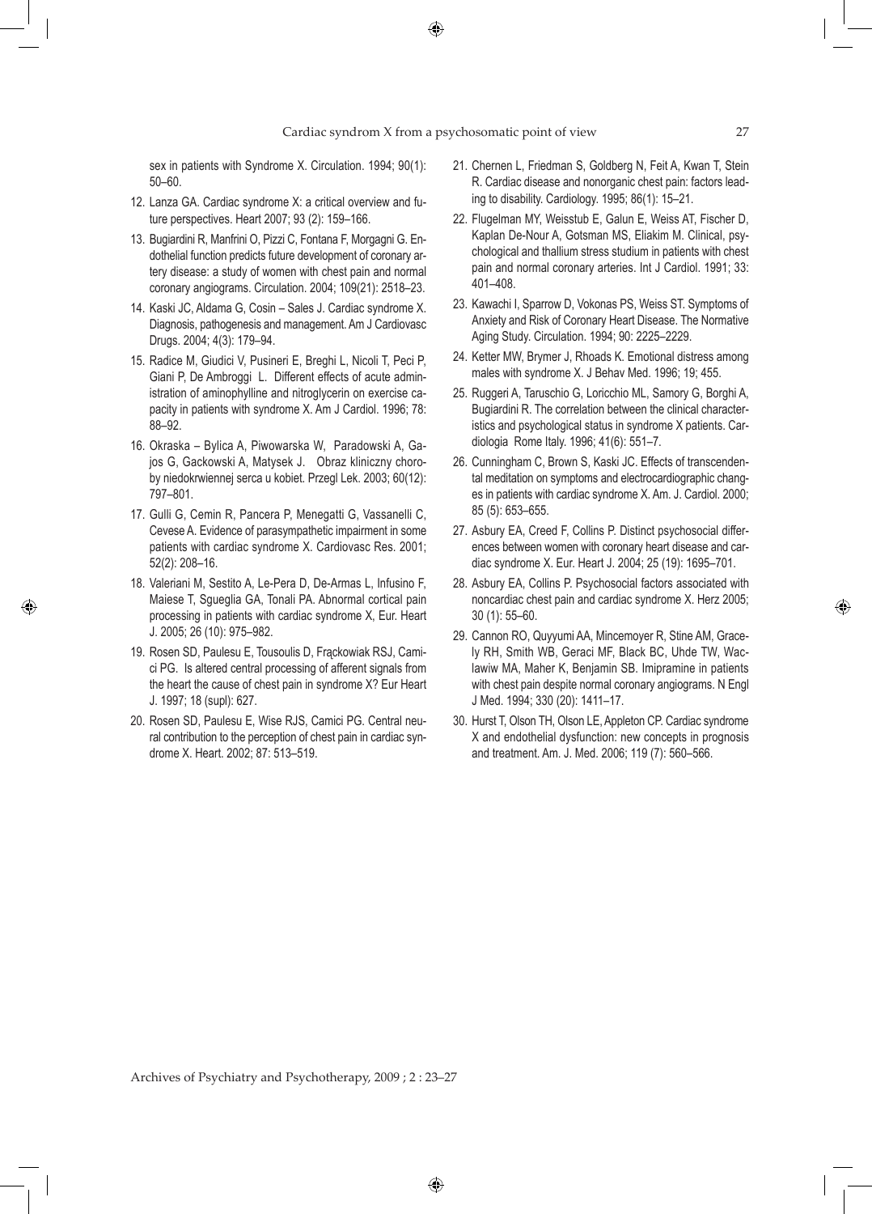sex in patients with Syndrome X. Circulation. 1994; 90(1): 50–60.

12. Lanza GA. Cardiac syndrome X: a critical overview and future perspectives. Heart 2007; 93 (2): 159–166.
13. Bugiardini R, Manfrini O, Pizzi C, Fontana F, Morgagni G. Endothelial function predicts future development of coronary artery disease: a study of women with chest pain and normal coronary angiograms. Circulation. 2004; 109(21): 2518–23.
14. Kaski JC, Aldama G, Cosin – Sales J. Cardiac syndrome X. Diagnosis, pathogenesis and management. Am J Cardiovasc Drugs. 2004; 4(3): 179–94.
15. Radice M, Giudici V, Pusineri E, Breghi L, Nicoli T, Peci P, Giani P, De Ambroggi L. Different effects of acute administration of aminophylline and nitroglycerin on exercise capacity in patients with syndrome X. Am J Cardiol. 1996; 78: 88–92.
16. Okraska – Bylica A, Piwowarska W, Paradowski A, Gajos G, Gackowski A, Matysek J. Obraz kliniczny choroby niedokrwiennej serca u kobiet. Przegl Lek. 2003; 60(12): 797–801.
17. Gulli G, Cemin R, Pancera P, Menegatti G, Vassanelli C, Cevese A. Evidence of parasympathetic impairment in some patients with cardiac syndrome X. Cardiovasc Res. 2001; 52(2): 208–16.
18. Valeriani M, Sestito A, Le-Pera D, De-Armas L, Infusino F, Maiese T, Sgueglia GA, Tonali PA. Abnormal cortical pain processing in patients with cardiac syndrome X, Eur. Heart J. 2005; 26 (10): 975–982.
19. Rosen SD, Paulesu E, Tousoulis D, Frąckowiak RSJ, Camici PG. Is altered central processing of afferent signals from the heart the cause of chest pain in syndrome X? Eur Heart J. 1997; 18 (supl): 627.
20. Rosen SD, Paulesu E, Wise RJS, Camici PG. Central neural contribution to the perception of chest pain in cardiac syndrome X. Heart. 2002; 87: 513–519.
21. Chernen L, Friedman S, Goldberg N, Feit A, Kwan T, Stein R. Cardiac disease and nonorganic chest pain: factors leading to disability. Cardiology. 1995; 86(1): 15–21.
22. Flugelman MY, Weisstub E, Galun E, Weiss AT, Fischer D, Kaplan De-Nour A, Gotsman MS, Eliakim M. Clinical, psychological and thallium stress studium in patients with chest pain and normal coronary arteries. Int J Cardiol. 1991; 33: 401–408.
23. Kawachi I, Sparrow D, Vokonas PS, Weiss ST. Symptoms of Anxiety and Risk of Coronary Heart Disease. The Normative Aging Study. Circulation. 1994; 90: 2225–2229.
24. Ketter MW, Brymer J, Rhoads K. Emotional distress among males with syndrome X. J Behav Med. 1996; 19; 455.
25. Ruggeri A, Taruschio G, Loricchio ML, Samory G, Borghi A, Bugiardini R. The correlation between the clinical characteristics and psychological status in syndrome X patients. Cardiologia Rome Italy. 1996; 41(6): 551–7.
26. Cunningham C, Brown S, Kaski JC. Effects of transcendental meditation on symptoms and electrocardiographic changes in patients with cardiac syndrome X. Am. J. Cardiol. 2000; 85 (5): 653–655.
27. Asbury EA, Creed F, Collins P. Distinct psychosocial differences between women with coronary heart disease and cardiac syndrome X. Eur. Heart J. 2004; 25 (19): 1695–701.
28. Asbury EA, Collins P. Psychosocial factors associated with noncardiac chest pain and cardiac syndrome X. Herz 2005; 30 (1): 55–60.
29. Cannon RO, Quyyumi AA, Mincemoyer R, Stine AM, Gracely RH, Smith WB, Geraci MF, Black BC, Uhde TW, Waclawiw MA, Maher K, Benjamin SB. Imipramine in patients with chest pain despite normal coronary angiograms. N Engl J Med. 1994; 330 (20): 1411–17.
30. Hurst T, Olson TH, Olson LE, Appleton CP. Cardiac syndrome X and endothelial dysfunction: new concepts in prognosis and treatment. Am. J. Med. 2006; 119 (7): 560–566.